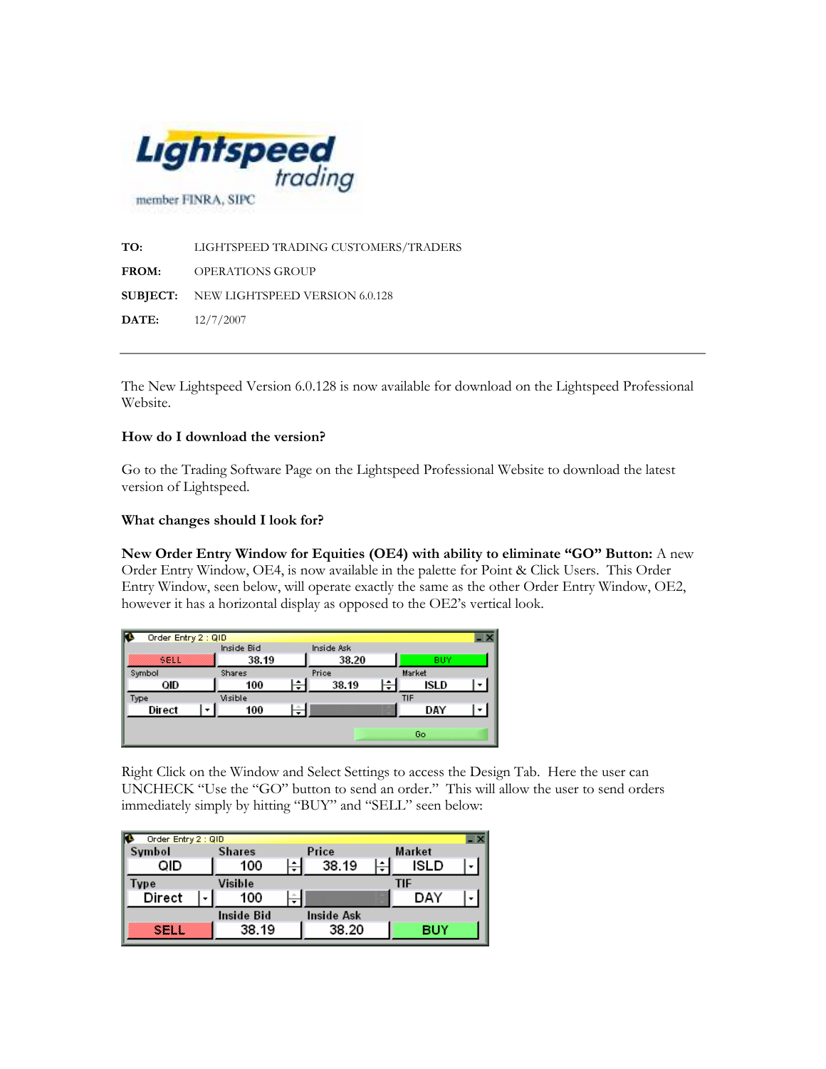**Lightspeed** *trading*

member FINRA, SIPC

**TO:** LIGHTSPEED TRADING CUSTOMERS/TRADERS

**FROM:** OPERATIONS GROUP

**SUBJECT:** NEW LIGHTSPEED VERSION 6.0.128

**DATE:** 12/7/2007

---

The New Lightspeed Version 6.0.128 is now available for download on the Lightspeed Professional Website.

**How do I download the version?**

Go to the Trading Software Page on the Lightspeed Professional Website to download the latest version of Lightspeed.

**What changes should I look for?**

**New Order Entry Window for Equities (OE4) with ability to eliminate "GO" Button:** A new Order Entry Window, OE4, is now available in the palette for Point & Click Users. This Order Entry Window, seen below, will operate exactly the same as the other Order Entry Window, OE2, however it has a horizontal display as opposed to the OE2's vertical look.

Right Click on the Window and Select Settings to access the Design Tab. Here the user can UNCHECK "Use the "GO" button to send an order." This will allow the user to send orders immediately simply by hitting "BUY" and "SELL" seen below: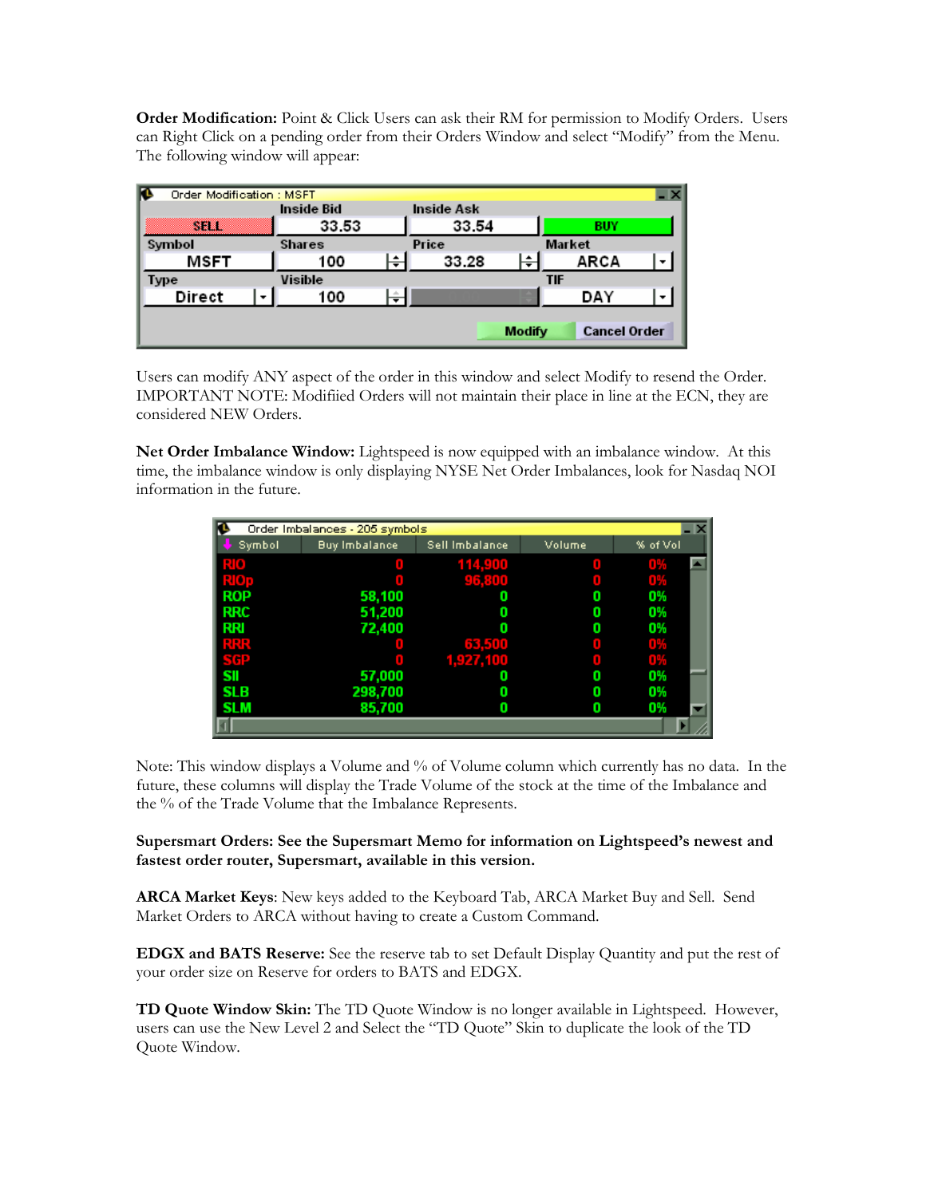**Order Modification:** Point & Click Users can ask their RM for permission to Modify Orders. Users can Right Click on a pending order from their Orders Window and select "Modify" from the Menu. The following window will appear:

Users can modify ANY aspect of the order in this window and select Modify to resend the Order. IMPORTANT NOTE: Modifiied Orders will not maintain their place in line at the ECN, they are considered NEW Orders.

**Net Order Imbalance Window:** Lightspeed is now equipped with an imbalance window. At this time, the imbalance window is only displaying NYSE Net Order Imbalances, look for Nasdaq NOI information in the future.

| Symbol | Buy Imbalance | Sell Imbalance | Volume | % of Vol |
|---|---|---|---|---|
| RIO | 0 | 114,900 | 0 | 0% |
| RIOp | 0 | 96,800 | 0 | 0% |
| ROP | 58,100 | 0 | 0 | 0% |
| RRC | 51,200 | 0 | 0 | 0% |
| RRI | 72,400 | 0 | 0 | 0% |
| RRR | 0 | 63,500 | 0 | 0% |
| SGP | 0 | 1,927,100 | 0 | 0% |
| SII | 57,000 | 0 | 0 | 0% |
| SLB | 298,700 | 0 | 0 | 0% |
| SLM | 85,700 | 0 | 0 | 0% |

Note: This window displays a Volume and % of Volume column which currently has no data. In the future, these columns will display the Trade Volume of the stock at the time of the Imbalance and the % of the Trade Volume that the Imbalance Represents.

**Supersmart Orders: See the Supersmart Memo for information on Lightspeed's newest and fastest order router, Supersmart, available in this version.**

**ARCA Market Keys**: New keys added to the Keyboard Tab, ARCA Market Buy and Sell. Send Market Orders to ARCA without having to create a Custom Command.

**EDGX and BATS Reserve:** See the reserve tab to set Default Display Quantity and put the rest of your order size on Reserve for orders to BATS and EDGX.

**TD Quote Window Skin:** The TD Quote Window is no longer available in Lightspeed. However, users can use the New Level 2 and Select the "TD Quote" Skin to duplicate the look of the TD Quote Window.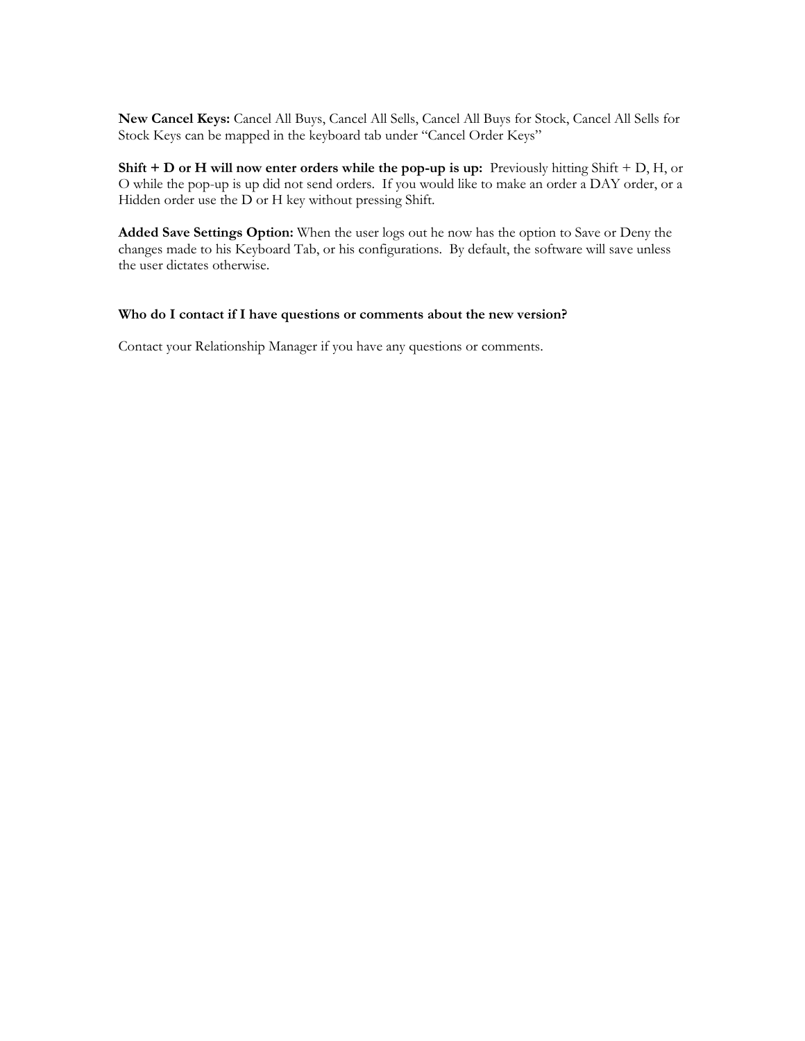**New Cancel Keys:** Cancel All Buys, Cancel All Sells, Cancel All Buys for Stock, Cancel All Sells for Stock Keys can be mapped in the keyboard tab under "Cancel Order Keys"

**Shift + D or H will now enter orders while the pop-up is up:** Previously hitting Shift + D, H, or O while the pop-up is up did not send orders. If you would like to make an order a DAY order, or a Hidden order use the D or H key without pressing Shift.

**Added Save Settings Option:** When the user logs out he now has the option to Save or Deny the changes made to his Keyboard Tab, or his configurations. By default, the software will save unless the user dictates otherwise.

**Who do I contact if I have questions or comments about the new version?**

Contact your Relationship Manager if you have any questions or comments.